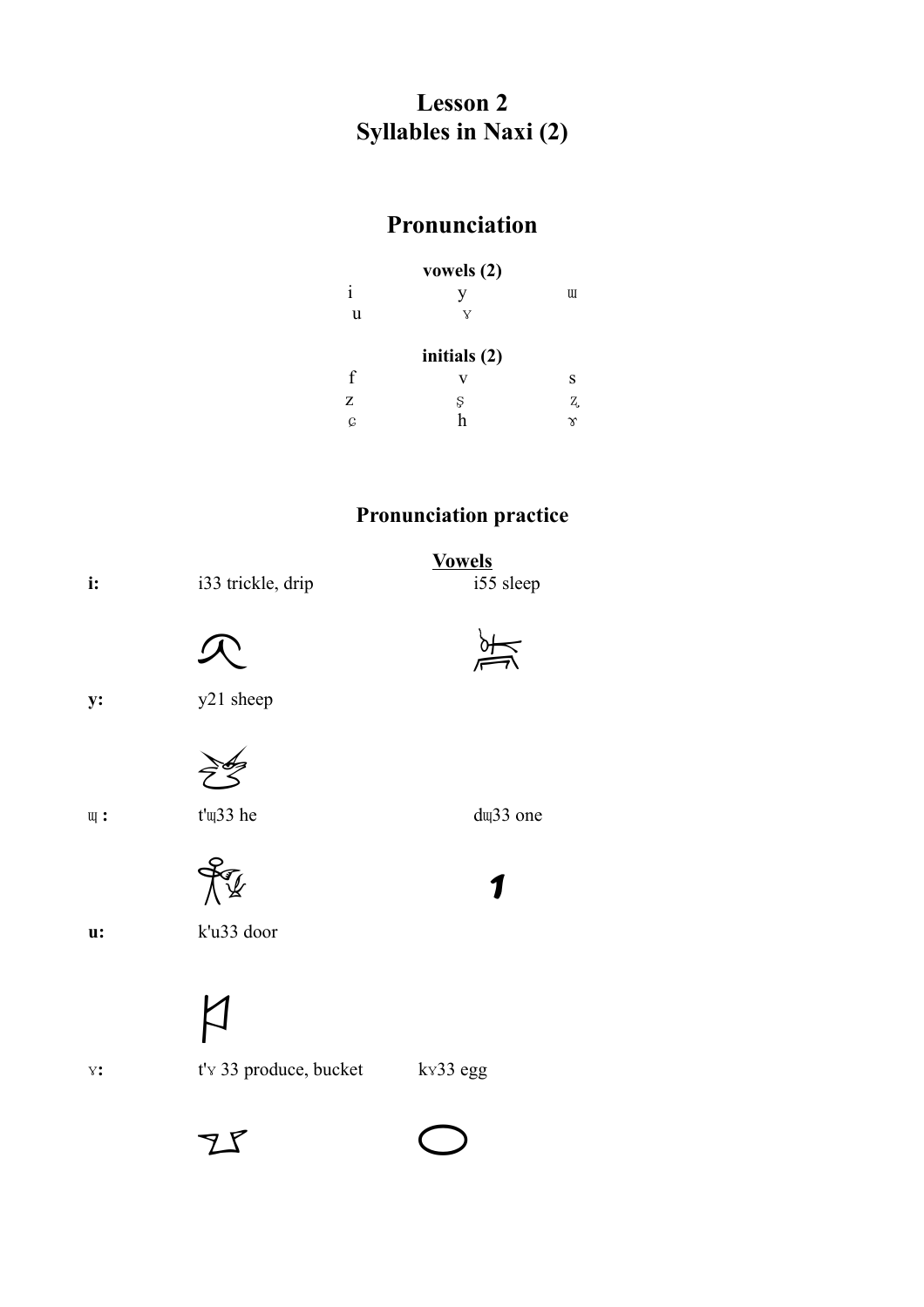# Lesson 2
# Syllables in Naxi (2)

## Pronunciation

**vowels (2)**

i y ɯ
u ɤ

**initials (2)**

f v s
z ʂ ʐ
ɕ h ɣ

## Pronunciation practice

**Vowels**

**i:** i33 trickle, drip i55 sleep

**y:** y21 sheep

**ɰ :** t'ɰ33 he dɰ33 one

**u:** k'u33 door

**ɤ:** t'ɤ 33 produce, bucket kɤ33 egg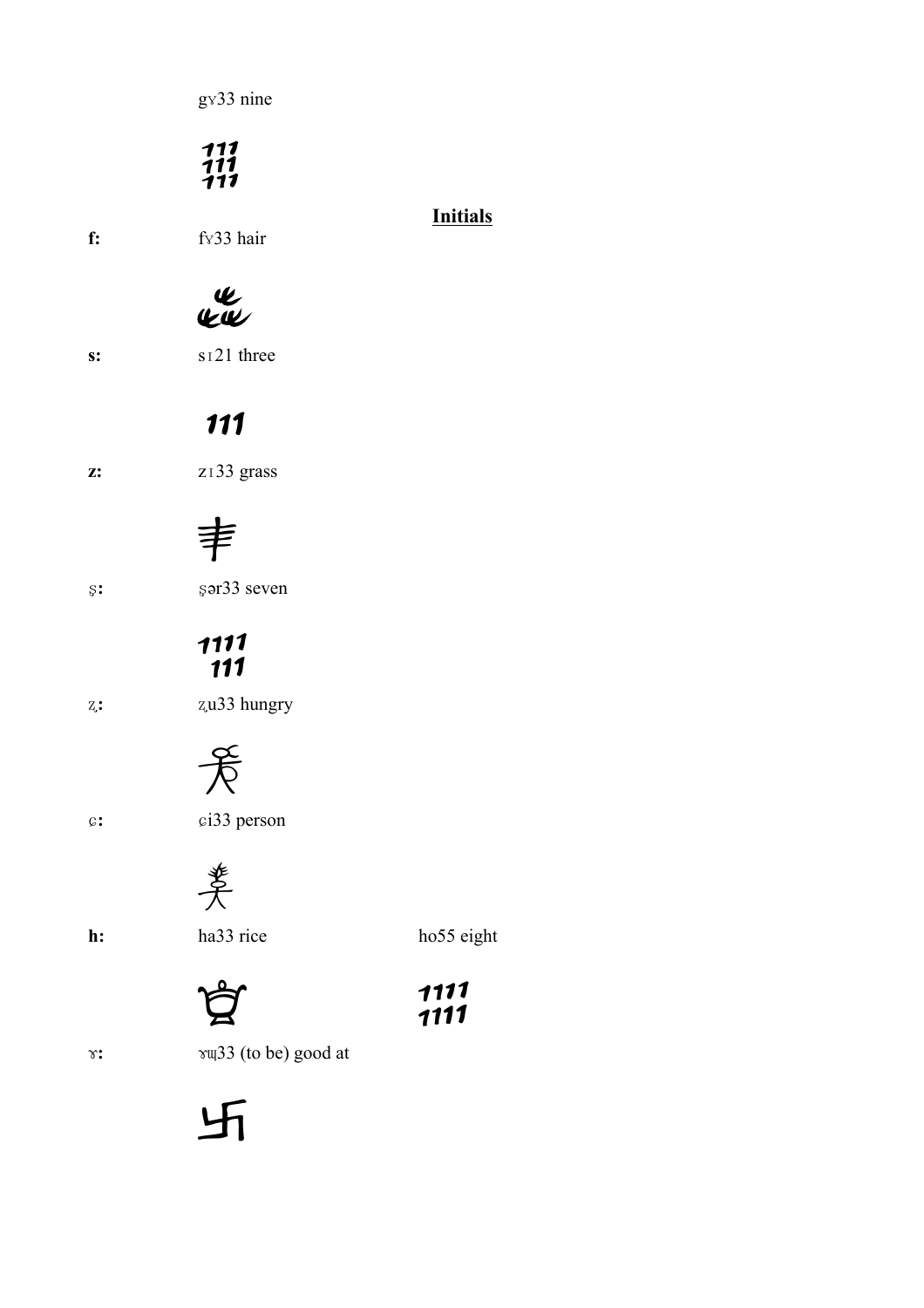gɣ33 nine

## Initials

**f:** fɣ33 hair

**s:** sɪ21 three

**z:** zɪ33 grass

ʂ**:** ʂər33 seven

ʐ**:** ʐu33 hungry

ɕ**:** ɕi33 person

**h:** ha33 rice ho55 eight

ɣ**:** ɣɯ33 (to be) good at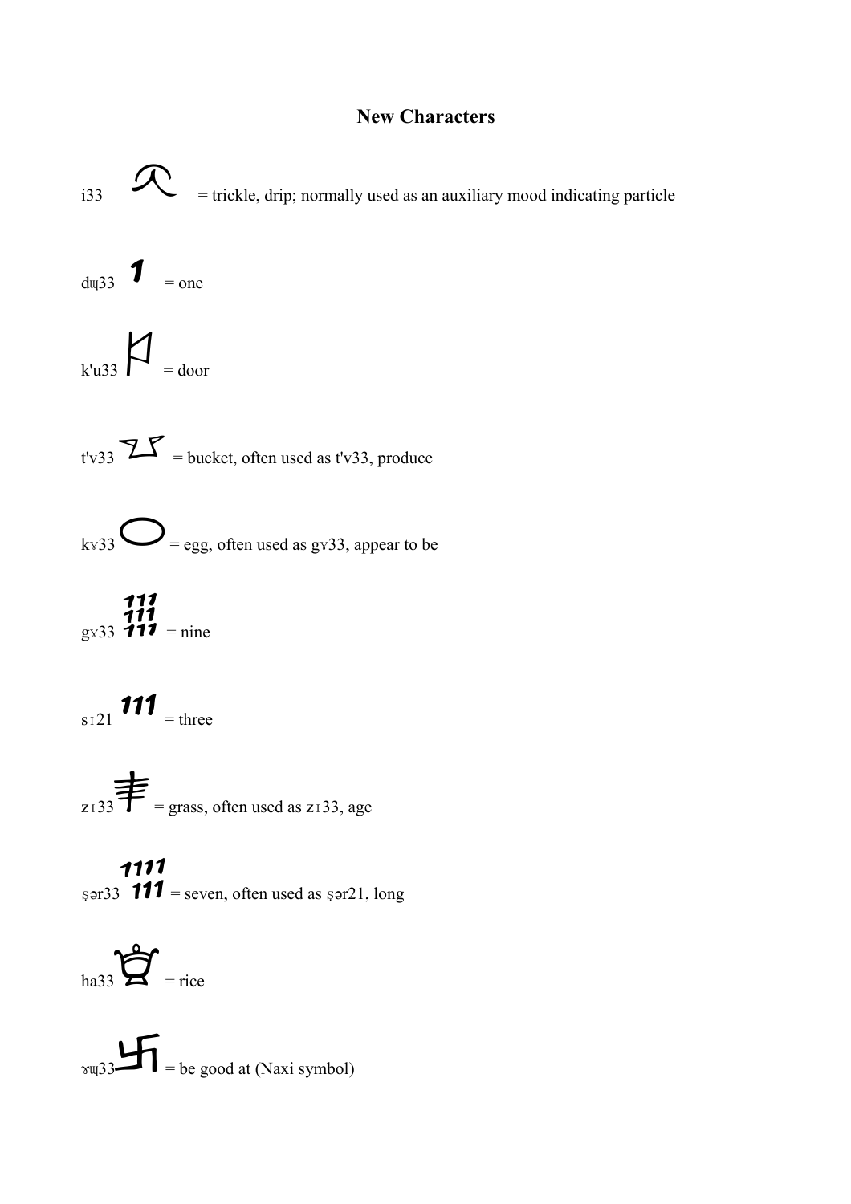# New Characters

i33 = trickle, drip; normally used as an auxiliary mood indicating particle

dɯ33 = one

k'u33 = door

t'v33 = bucket, often used as t'v33, produce

kɤ33 = egg, often used as gɤ33, appear to be

gɤ33 = nine

sɪ21 = three

zɪ33 = grass, often used as zɪ33, age

ʂər33 = seven, often used as ʂər21, long

ha33 = rice

ɤɯ33 = be good at (Naxi symbol)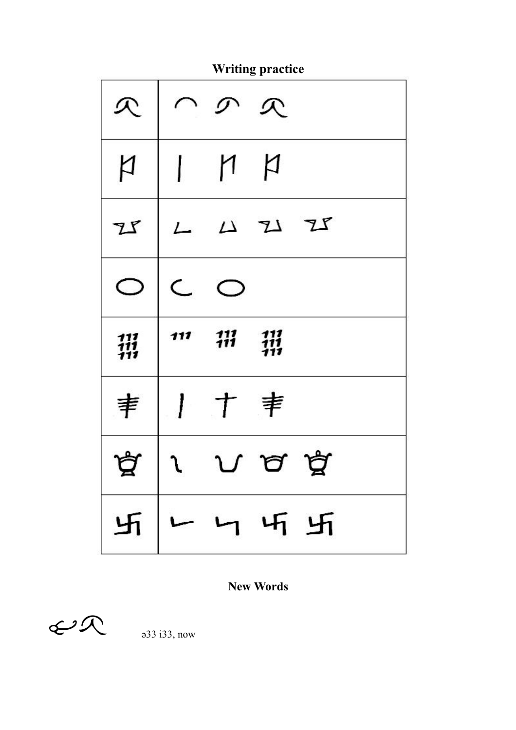**Writing practice**

| | |
|---|---|
| | |
| | |
| | |
| | |
| | |
| | |
| | |
| | |

**New Words**

ə33 i33, now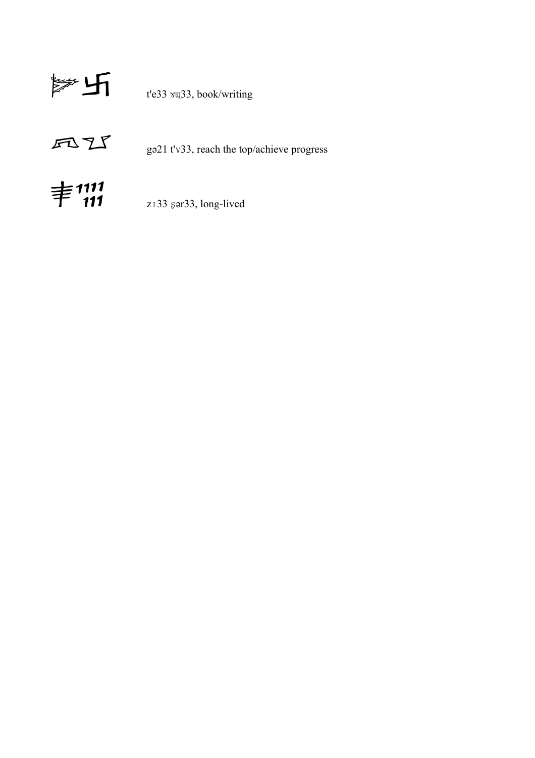t'e33 ɣɯ33, book/writing

gə21 t'ɣ33, reach the top/achieve progress

zɪ33 ʂər33, long-lived